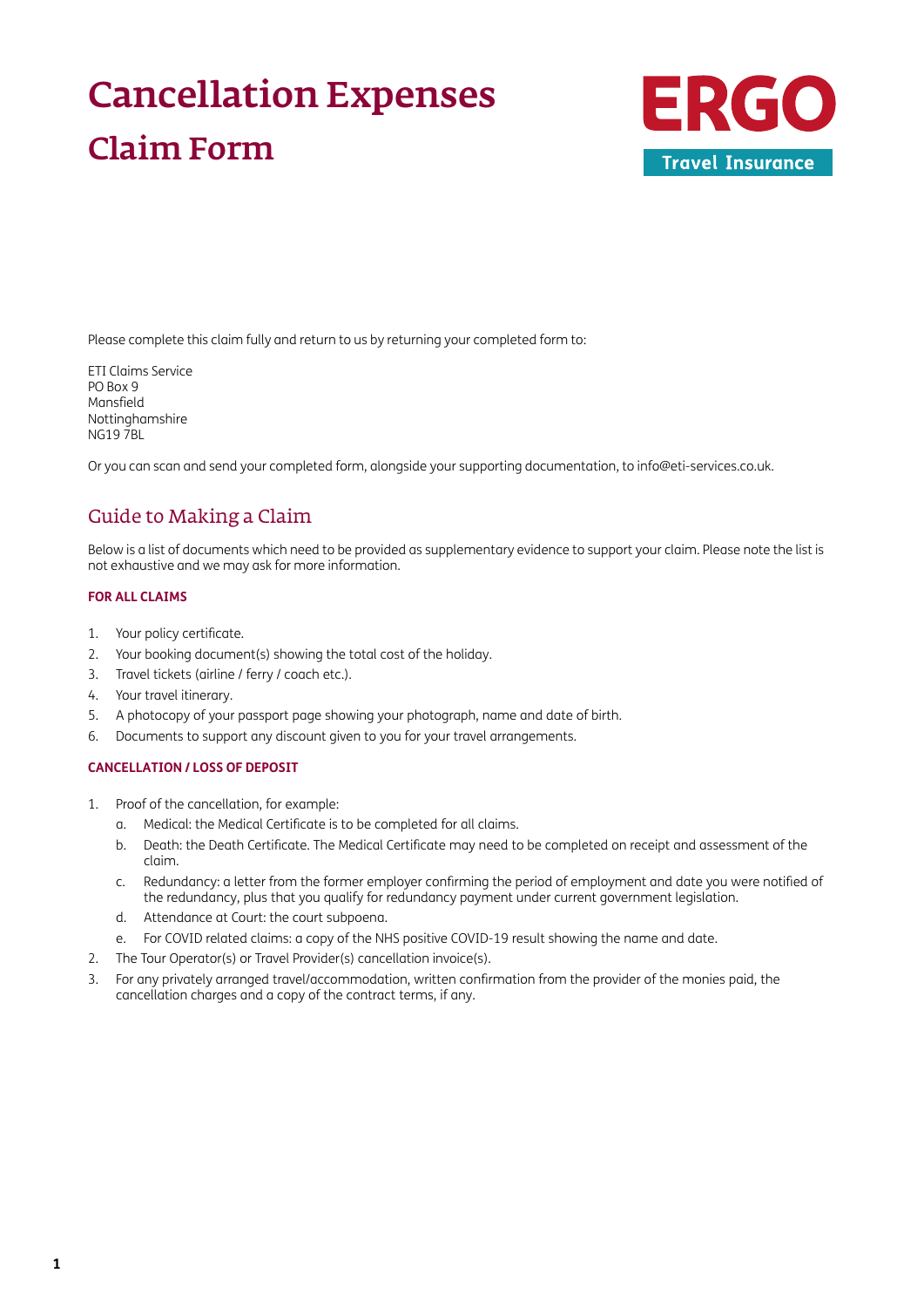# Cancellation Expenses

## Claim Form

ERGO Travel Insurance

Please complete this claim fully and return to us by returning your completed form to:

ETI Claims Service
PO Box 9
Mansfield
Nottinghamshire
NG19 7BL

Or you can scan and send your completed form, alongside your supporting documentation, to info@eti-services.co.uk.

## Guide to Making a Claim

Below is a list of documents which need to be provided as supplementary evidence to support your claim. Please note the list is not exhaustive and we may ask for more information.

### FOR ALL CLAIMS

1. Your policy certificate.
2. Your booking document(s) showing the total cost of the holiday.
3. Travel tickets (airline / ferry / coach etc.).
4. Your travel itinerary.
5. A photocopy of your passport page showing your photograph, name and date of birth.
6. Documents to support any discount given to you for your travel arrangements.

### CANCELLATION / LOSS OF DEPOSIT

1. Proof of the cancellation, for example:
    a. Medical: the Medical Certificate is to be completed for all claims.
    b. Death: the Death Certificate. The Medical Certificate may need to be completed on receipt and assessment of the claim.
    c. Redundancy: a letter from the former employer confirming the period of employment and date you were notified of the redundancy, plus that you qualify for redundancy payment under current government legislation.
    d. Attendance at Court: the court subpoena.
    e. For COVID related claims: a copy of the NHS positive COVID-19 result showing the name and date.
2. The Tour Operator(s) or Travel Provider(s) cancellation invoice(s).
3. For any privately arranged travel/accommodation, written confirmation from the provider of the monies paid, the cancellation charges and a copy of the contract terms, if any.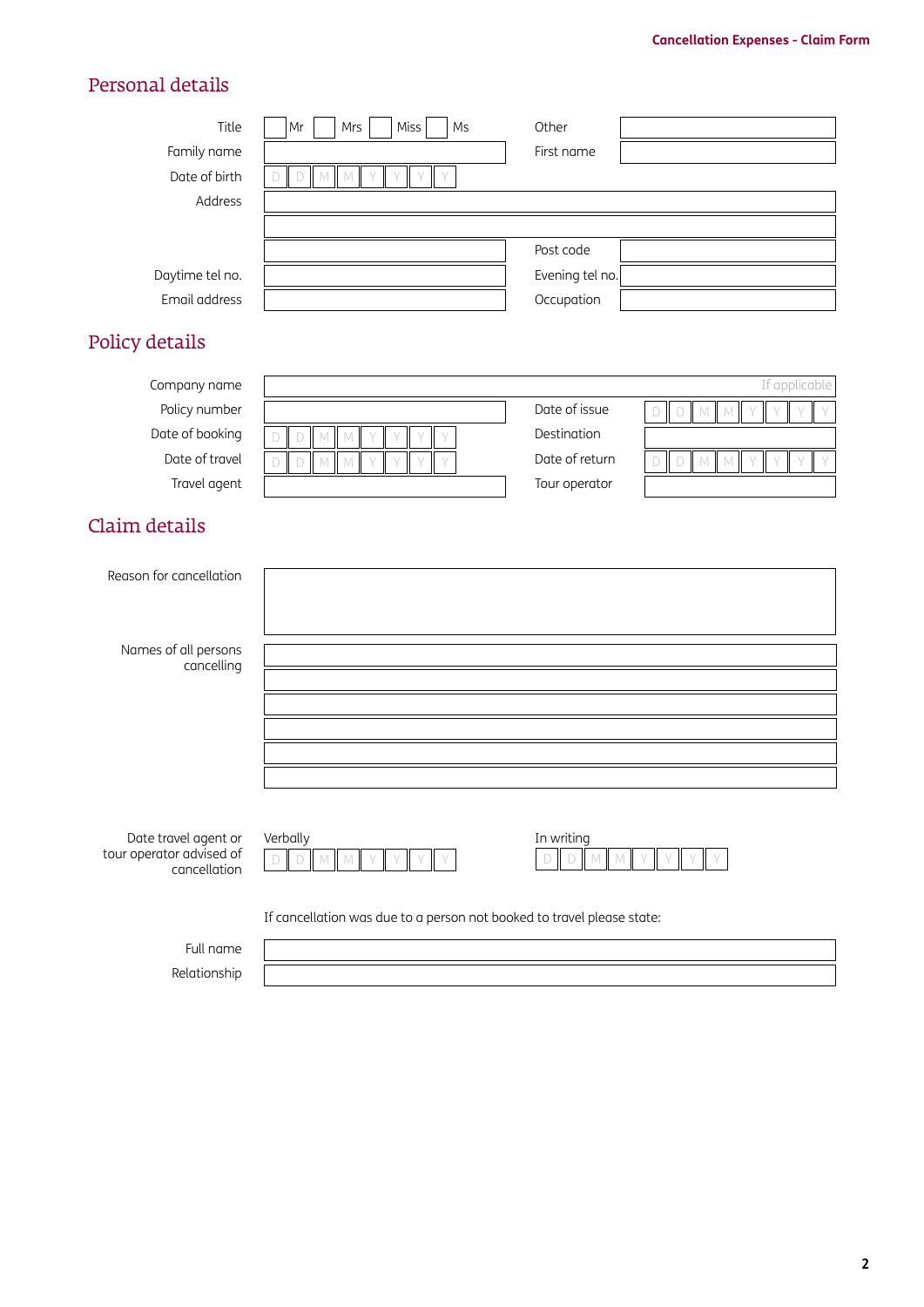## Personal details

| | | | |
|---|---|---|---|
| Title | ☐ Mr ☐ Mrs ☐ Miss ☐ Ms | Other | |
| Family name | | First name | |
| Date of birth | D D M M Y Y Y Y | | |
| Address | | | |
| | | | |
| | | Post code | |
| Daytime tel no. | | Evening tel no. | |
| Email address | | Occupation | |

## Policy details

| | | | |
|---|---|---|---|
| Company name | If applicable | | |
| Policy number | | Date of issue | D D M M Y Y Y Y |
| Date of booking | D D M M Y Y Y Y | Destination | |
| Date of travel | D D M M Y Y Y Y | Date of return | D D M M Y Y Y Y |
| Travel agent | | Tour operator | |

## Claim details

| | |
|---|---|
| Reason for cancellation | |
| Names of all persons cancelling | |
| | |
| | |
| | |
| | |
| | |

| | | |
|---|---|---|
| Date travel agent or tour operator advised of cancellation | Verbally D D M M Y Y Y Y | In writing D D M M Y Y Y Y |

If cancellation was due to a person not booked to travel please state:

| | |
|---|---|
| Full name | |
| Relationship | |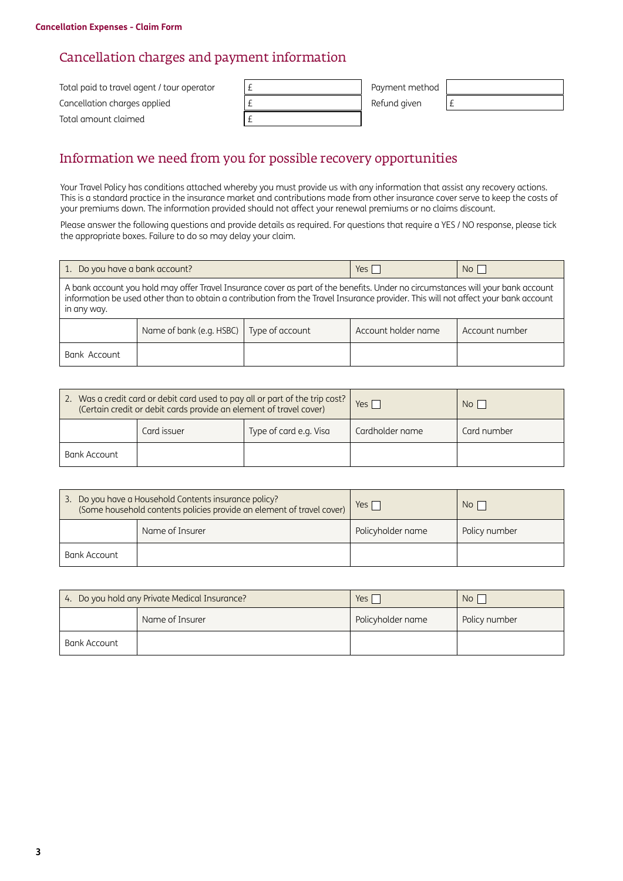**Cancellation Expenses - Claim Form**

## Cancellation charges and payment information

| | | | |
|---|---|---|---|
| Total paid to travel agent / tour operator | £ | Payment method | |
| Cancellation charges applied | £ | Refund given | £ |
| Total amount claimed | £ | | |

## Information we need from you for possible recovery opportunities

Your Travel Policy has conditions attached whereby you must provide us with any information that assist any recovery actions. This is a standard practice in the insurance market and contributions made from other insurance cover serve to keep the costs of your premiums down. The information provided should not affect your renewal premiums or no claims discount.

Please answer the following questions and provide details as required. For questions that require a YES / NO response, please tick the appropriate boxes. Failure to do so may delay your claim.

| 1. Do you have a bank account? | | | Yes ☐ | No ☐ |
|---|---|---|---|---|
| A bank account you hold may offer Travel Insurance cover as part of the benefits. Under no circumstances will your bank account information be used other than to obtain a contribution from the Travel Insurance provider. This will not affect your bank account in any way. | | | | |
| | Name of bank (e.g. HSBC) | Type of account | Account holder name | Account number |
| Bank Account | | | | |

| 2. Was a credit card or debit card used to pay all or part of the trip cost? (Certain credit or debit cards provide an element of travel cover) | | | Yes ☐ | No ☐ |
|---|---|---|---|---|
| | Card issuer | Type of card e.g. Visa | Cardholder name | Card number |
| Bank Account | | | | |

| 3. Do you have a Household Contents insurance policy? (Some household contents policies provide an element of travel cover) | | Yes ☐ | No ☐ |
|---|---|---|---|
| | Name of Insurer | Policyholder name | Policy number |
| Bank Account | | | |

| 4. Do you hold any Private Medical Insurance? | | Yes ☐ | No ☐ |
|---|---|---|---|
| | Name of Insurer | Policyholder name | Policy number |
| Bank Account | | | |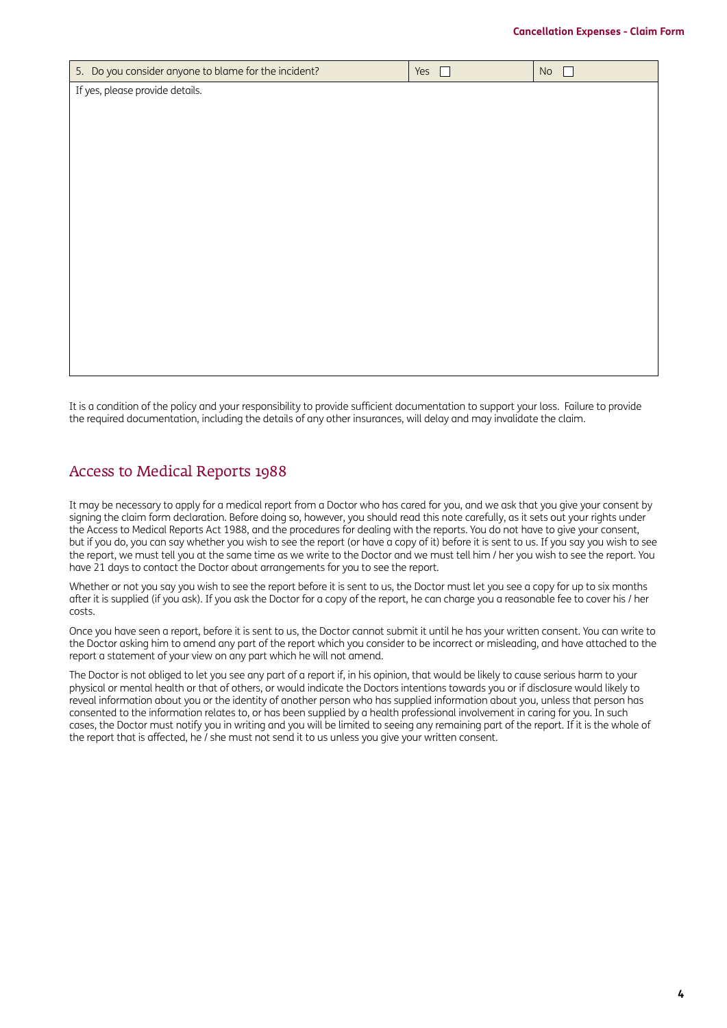| 5. Do you consider anyone to blame for the incident? | Yes ☐ | No ☐ |
|---|---|---|
| If yes, please provide details. | | |

It is a condition of the policy and your responsibility to provide sufficient documentation to support your loss. Failure to provide the required documentation, including the details of any other insurances, will delay and may invalidate the claim.

## Access to Medical Reports 1988

It may be necessary to apply for a medical report from a Doctor who has cared for you, and we ask that you give your consent by signing the claim form declaration. Before doing so, however, you should read this note carefully, as it sets out your rights under the Access to Medical Reports Act 1988, and the procedures for dealing with the reports. You do not have to give your consent, but if you do, you can say whether you wish to see the report (or have a copy of it) before it is sent to us. If you say you wish to see the report, we must tell you at the same time as we write to the Doctor and we must tell him / her you wish to see the report. You have 21 days to contact the Doctor about arrangements for you to see the report.

Whether or not you say you wish to see the report before it is sent to us, the Doctor must let you see a copy for up to six months after it is supplied (if you ask). If you ask the Doctor for a copy of the report, he can charge you a reasonable fee to cover his / her costs.

Once you have seen a report, before it is sent to us, the Doctor cannot submit it until he has your written consent. You can write to the Doctor asking him to amend any part of the report which you consider to be incorrect or misleading, and have attached to the report a statement of your view on any part which he will not amend.

The Doctor is not obliged to let you see any part of a report if, in his opinion, that would be likely to cause serious harm to your physical or mental health or that of others, or would indicate the Doctors intentions towards you or if disclosure would likely to reveal information about you or the identity of another person who has supplied information about you, unless that person has consented to the information relates to, or has been supplied by a health professional involvement in caring for you. In such cases, the Doctor must notify you in writing and you will be limited to seeing any remaining part of the report. If it is the whole of the report that is affected, he / she must not send it to us unless you give your written consent.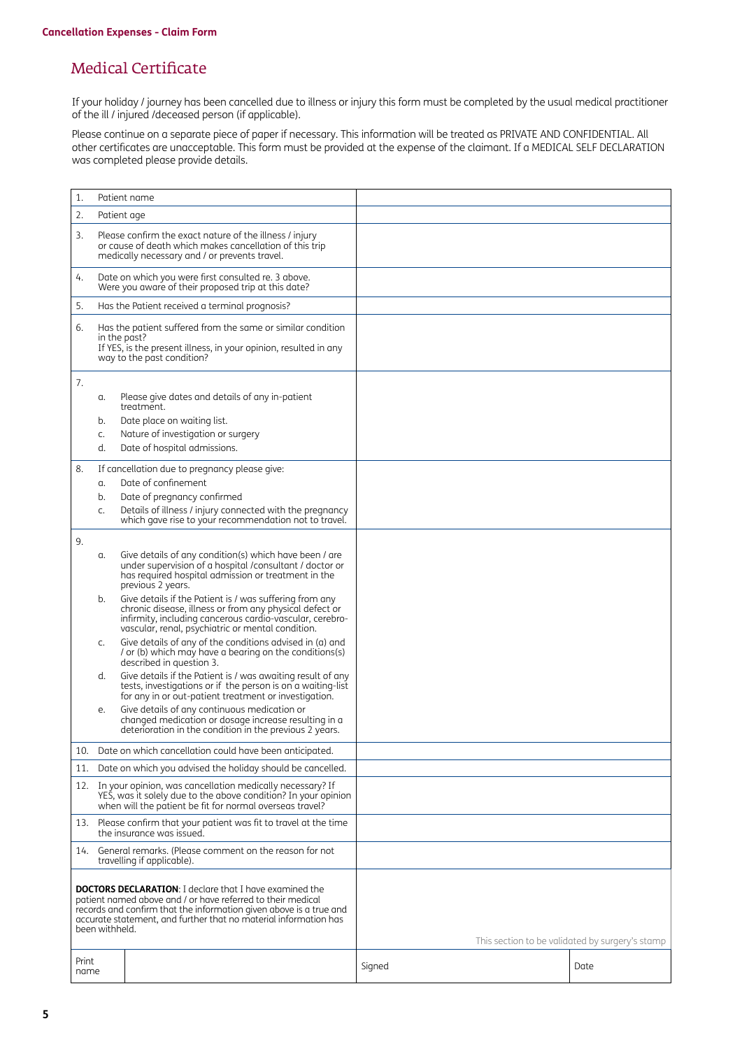**Cancellation Expenses - Claim Form**

# Medical Certificate

If your holiday / journey has been cancelled due to illness or injury this form must be completed by the usual medical practitioner of the ill / injured /deceased person (if applicable).

Please continue on a separate piece of paper if necessary. This information will be treated as PRIVATE AND CONFIDENTIAL. All other certificates are unacceptable. This form must be provided at the expense of the claimant. If a MEDICAL SELF DECLARATION was completed please provide details.

| | |
|---|---|
| 1. Patient name | |
| 2. Patient age | |
| 3. Please confirm the exact nature of the illness / injury or cause of death which makes cancellation of this trip medically necessary and / or prevents travel. | |
| 4. Date on which you were first consulted re. 3 above. Were you aware of their proposed trip at this date? | |
| 5. Has the Patient received a terminal prognosis? | |
| 6. Has the patient suffered from the same or similar condition in the past? If YES, is the present illness, in your opinion, resulted in any way to the past condition? | |
| 7. a. Please give dates and details of any in-patient treatment. b. Date place on waiting list. c. Nature of investigation or surgery d. Date of hospital admissions. | |
| 8. If cancellation due to pregnancy please give: a. Date of confinement b. Date of pregnancy confirmed c. Details of illness / injury connected with the pregnancy which gave rise to your recommendation not to travel. | |
| 9. a. Give details of any condition(s) which have been / are under supervision of a hospital /consultant / doctor or has required hospital admission or treatment in the previous 2 years. b. Give details if the Patient is / was suffering from any chronic disease, illness or from any physical defect or infirmity, including cancerous cardio-vascular, cerebro-vascular, renal, psychiatric or mental condition. c. Give details of any of the conditions advised in (a) and / or (b) which may have a bearing on the conditions(s) described in question 3. d. Give details if the Patient is / was awaiting result of any tests, investigations or if the person is on a waiting-list for any in or out-patient treatment or investigation. e. Give details of any continuous medication or changed medication or dosage increase resulting in a deterioration in the condition in the previous 2 years. | |
| 10. Date on which cancellation could have been anticipated. | |
| 11. Date on which you advised the holiday should be cancelled. | |
| 12. In your opinion, was cancellation medically necessary? If YES, was it solely due to the above condition? In your opinion when will the patient be fit for normal overseas travel? | |
| 13. Please confirm that your patient was fit to travel at the time the insurance was issued. | |
| 14. General remarks. (Please comment on the reason for not travelling if applicable). | |
| **DOCTORS DECLARATION**: I declare that I have examined the patient named above and / or have referred to their medical records and confirm that the information given above is a true and accurate statement, and further that no material information has been withheld. | This section to be validated by surgery's stamp |

| Print name | | Signed | Date |
|---|---|---|---|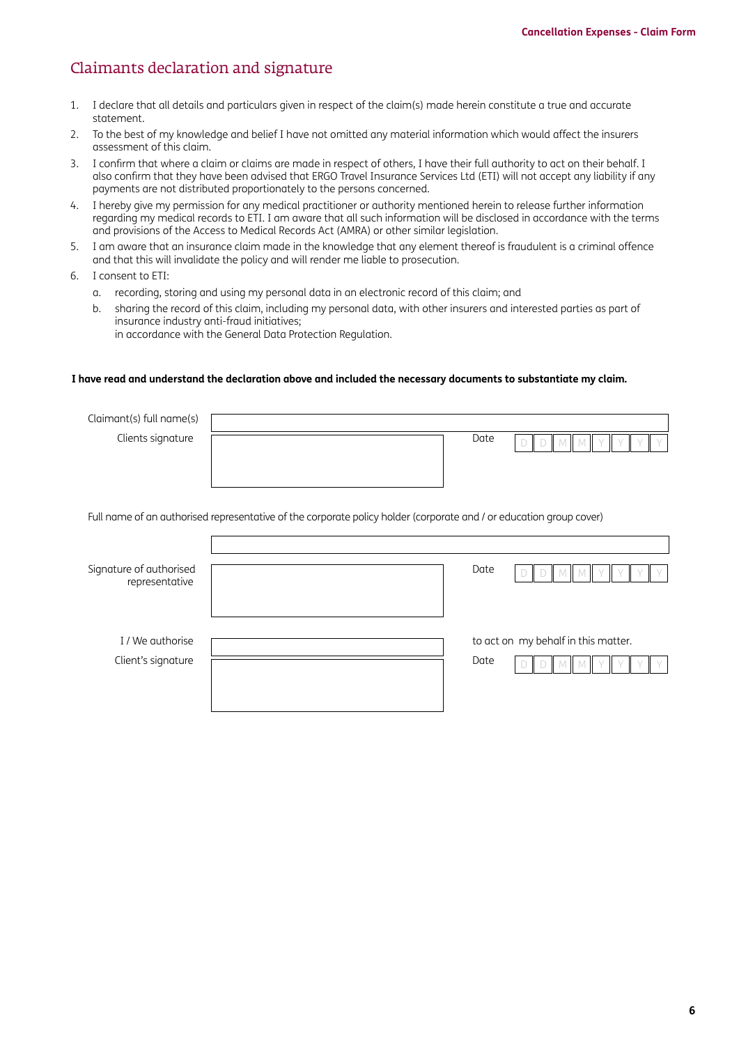## Claimants declaration and signature

1. I declare that all details and particulars given in respect of the claim(s) made herein constitute a true and accurate statement.
2. To the best of my knowledge and belief I have not omitted any material information which would affect the insurers assessment of this claim.
3. I confirm that where a claim or claims are made in respect of others, I have their full authority to act on their behalf. I also confirm that they have been advised that ERGO Travel Insurance Services Ltd (ETI) will not accept any liability if any payments are not distributed proportionately to the persons concerned.
4. I hereby give my permission for any medical practitioner or authority mentioned herein to release further information regarding my medical records to ETI. I am aware that all such information will be disclosed in accordance with the terms and provisions of the Access to Medical Records Act (AMRA) or other similar legislation.
5. I am aware that an insurance claim made in the knowledge that any element thereof is fraudulent is a criminal offence and that this will invalidate the policy and will render me liable to prosecution.
6. I consent to ETI:
   a. recording, storing and using my personal data in an electronic record of this claim; and
   b. sharing the record of this claim, including my personal data, with other insurers and interested parties as part of insurance industry anti-fraud initiatives;
   in accordance with the General Data Protection Regulation.

**I have read and understand the declaration above and included the necessary documents to substantiate my claim.**

Claimant(s) full name(s)

Clients signature — Date D D M M Y Y Y Y

Full name of an authorised representative of the corporate policy holder (corporate and / or education group cover)

Signature of authorised representative — Date D D M M Y Y Y Y

I / We authorise ______ to act on my behalf in this matter.

Client's signature — Date D D M M Y Y Y Y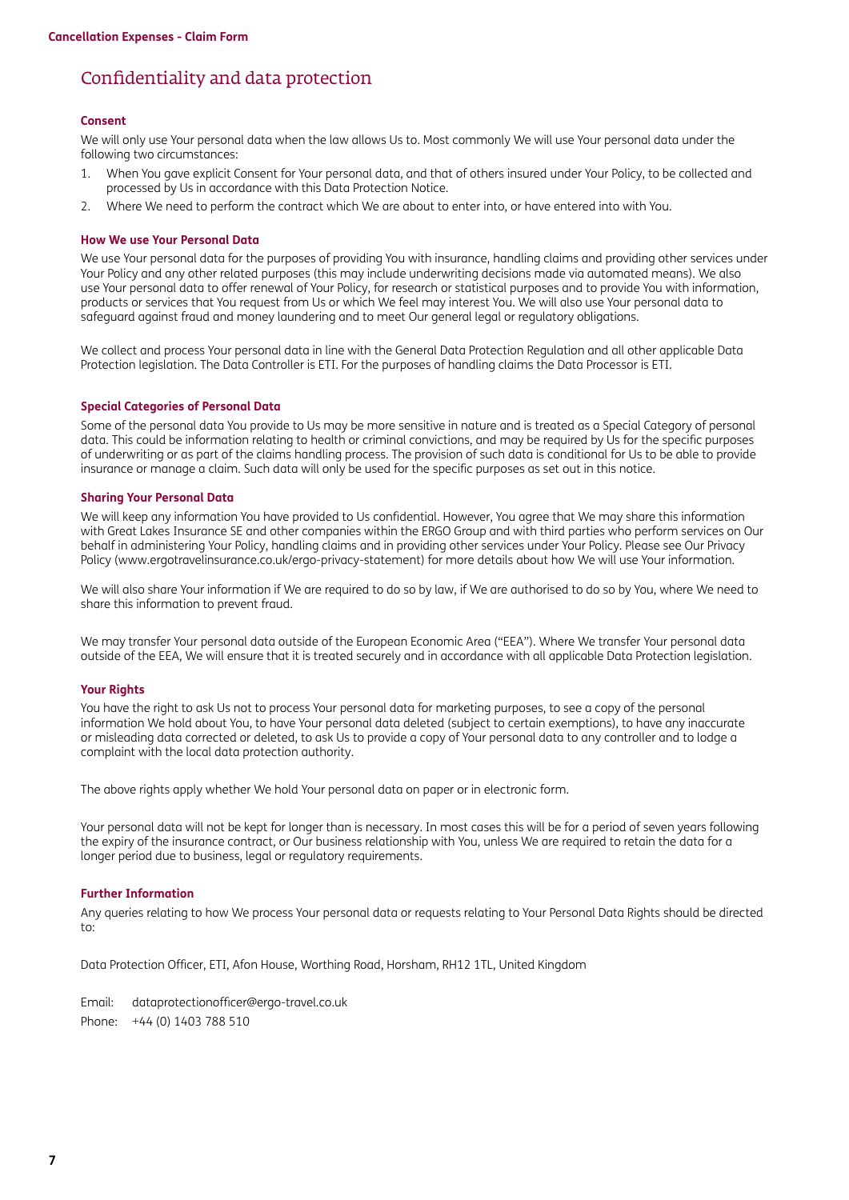# Confidentiality and data protection

### Consent

We will only use Your personal data when the law allows Us to. Most commonly We will use Your personal data under the following two circumstances:

1. When You gave explicit Consent for Your personal data, and that of others insured under Your Policy, to be collected and processed by Us in accordance with this Data Protection Notice.
2. Where We need to perform the contract which We are about to enter into, or have entered into with You.

### How We use Your Personal Data

We use Your personal data for the purposes of providing You with insurance, handling claims and providing other services under Your Policy and any other related purposes (this may include underwriting decisions made via automated means). We also use Your personal data to offer renewal of Your Policy, for research or statistical purposes and to provide You with information, products or services that You request from Us or which We feel may interest You. We will also use Your personal data to safeguard against fraud and money laundering and to meet Our general legal or regulatory obligations.

We collect and process Your personal data in line with the General Data Protection Regulation and all other applicable Data Protection legislation. The Data Controller is ETI. For the purposes of handling claims the Data Processor is ETI.

### Special Categories of Personal Data

Some of the personal data You provide to Us may be more sensitive in nature and is treated as a Special Category of personal data. This could be information relating to health or criminal convictions, and may be required by Us for the specific purposes of underwriting or as part of the claims handling process. The provision of such data is conditional for Us to be able to provide insurance or manage a claim. Such data will only be used for the specific purposes as set out in this notice.

### Sharing Your Personal Data

We will keep any information You have provided to Us confidential. However, You agree that We may share this information with Great Lakes Insurance SE and other companies within the ERGO Group and with third parties who perform services on Our behalf in administering Your Policy, handling claims and in providing other services under Your Policy. Please see Our Privacy Policy (www.ergotravelinsurance.co.uk/ergo-privacy-statement) for more details about how We will use Your information.

We will also share Your information if We are required to do so by law, if We are authorised to do so by You, where We need to share this information to prevent fraud.

We may transfer Your personal data outside of the European Economic Area ("EEA"). Where We transfer Your personal data outside of the EEA, We will ensure that it is treated securely and in accordance with all applicable Data Protection legislation.

### Your Rights

You have the right to ask Us not to process Your personal data for marketing purposes, to see a copy of the personal information We hold about You, to have Your personal data deleted (subject to certain exemptions), to have any inaccurate or misleading data corrected or deleted, to ask Us to provide a copy of Your personal data to any controller and to lodge a complaint with the local data protection authority.

The above rights apply whether We hold Your personal data on paper or in electronic form.

Your personal data will not be kept for longer than is necessary. In most cases this will be for a period of seven years following the expiry of the insurance contract, or Our business relationship with You, unless We are required to retain the data for a longer period due to business, legal or regulatory requirements.

### Further Information

Any queries relating to how We process Your personal data or requests relating to Your Personal Data Rights should be directed to:

Data Protection Officer, ETI, Afon House, Worthing Road, Horsham, RH12 1TL, United Kingdom

Email: dataprotectionofficer@ergo-travel.co.uk
Phone: +44 (0) 1403 788 510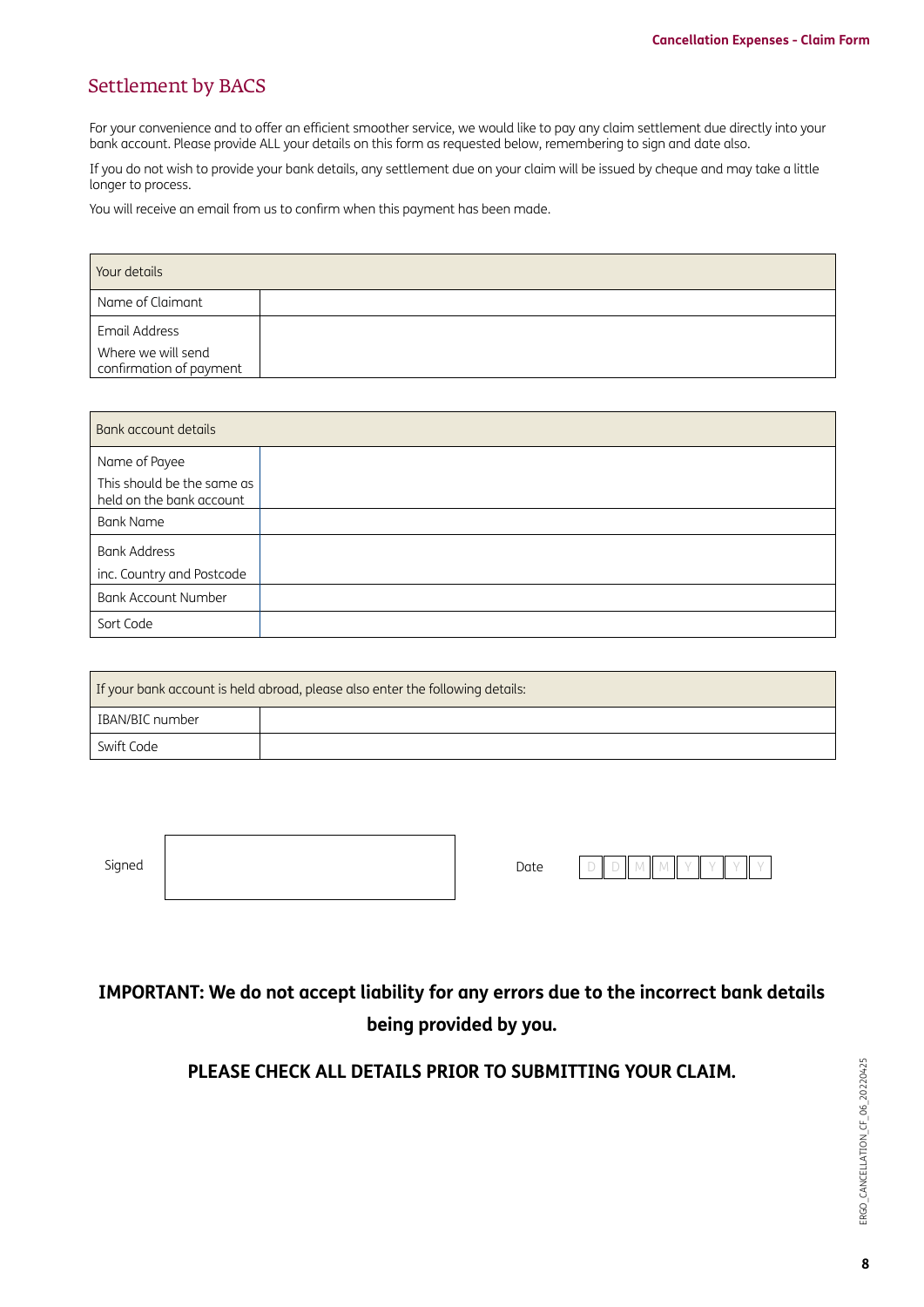## Settlement by BACS

For your convenience and to offer an efficient smoother service, we would like to pay any claim settlement due directly into your bank account. Please provide ALL your details on this form as requested below, remembering to sign and date also.

If you do not wish to provide your bank details, any settlement due on your claim will be issued by cheque and may take a little longer to process.

You will receive an email from us to confirm when this payment has been made.

| Your details | |
|---|---|
| Name of Claimant | |
| Email Address<br>Where we will send confirmation of payment | |

| Bank account details | |
|---|---|
| Name of Payee<br>This should be the same as held on the bank account | |
| Bank Name | |
| Bank Address<br>inc. Country and Postcode | |
| Bank Account Number | |
| Sort Code | |

| If your bank account is held abroad, please also enter the following details: | |
|---|---|
| IBAN/BIC number | |
| Swift Code | |

Signed

Date D D M M Y Y Y Y

**IMPORTANT: We do not accept liability for any errors due to the incorrect bank details being provided by you.**

**PLEASE CHECK ALL DETAILS PRIOR TO SUBMITTING YOUR CLAIM.**

ERGO_CANCELLATION_CF_06_20220425